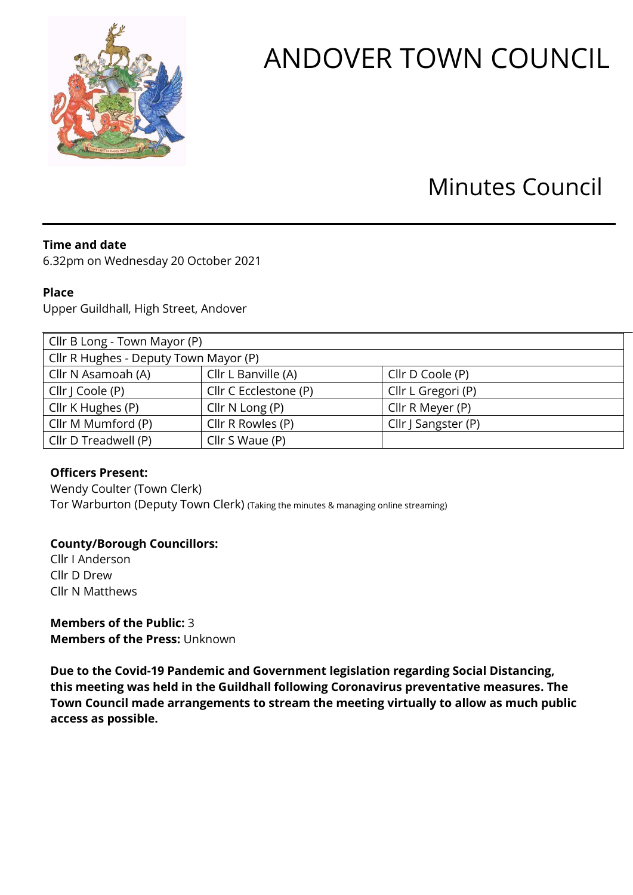# ANDOVER TOWN COUNCIL

## Minutes Council

**Time and date**
6.32pm on Wednesday 20 October 2021

**Place**
Upper Guildhall, High Street, Andover

| Cllr B Long - Town Mayor (P) | | |
|---|---|---|
| Cllr R Hughes - Deputy Town Mayor (P) | | |
| Cllr N Asamoah (A) | Cllr L Banville (A) | Cllr D Coole (P) |
| Cllr J Coole (P) | Cllr C Ecclestone (P) | Cllr L Gregori (P) |
| Cllr K Hughes (P) | Cllr N Long (P) | Cllr R Meyer (P) |
| Cllr M Mumford (P) | Cllr R Rowles (P) | Cllr J Sangster (P) |
| Cllr D Treadwell (P) | Cllr S Waue (P) | |

**Officers Present:**
Wendy Coulter (Town Clerk)
Tor Warburton (Deputy Town Clerk) (Taking the minutes & managing online streaming)

**County/Borough Councillors:**
Cllr I Anderson
Cllr D Drew
Cllr N Matthews

**Members of the Public:** 3
**Members of the Press:** Unknown

**Due to the Covid-19 Pandemic and Government legislation regarding Social Distancing, this meeting was held in the Guildhall following Coronavirus preventative measures. The Town Council made arrangements to stream the meeting virtually to allow as much public access as possible.**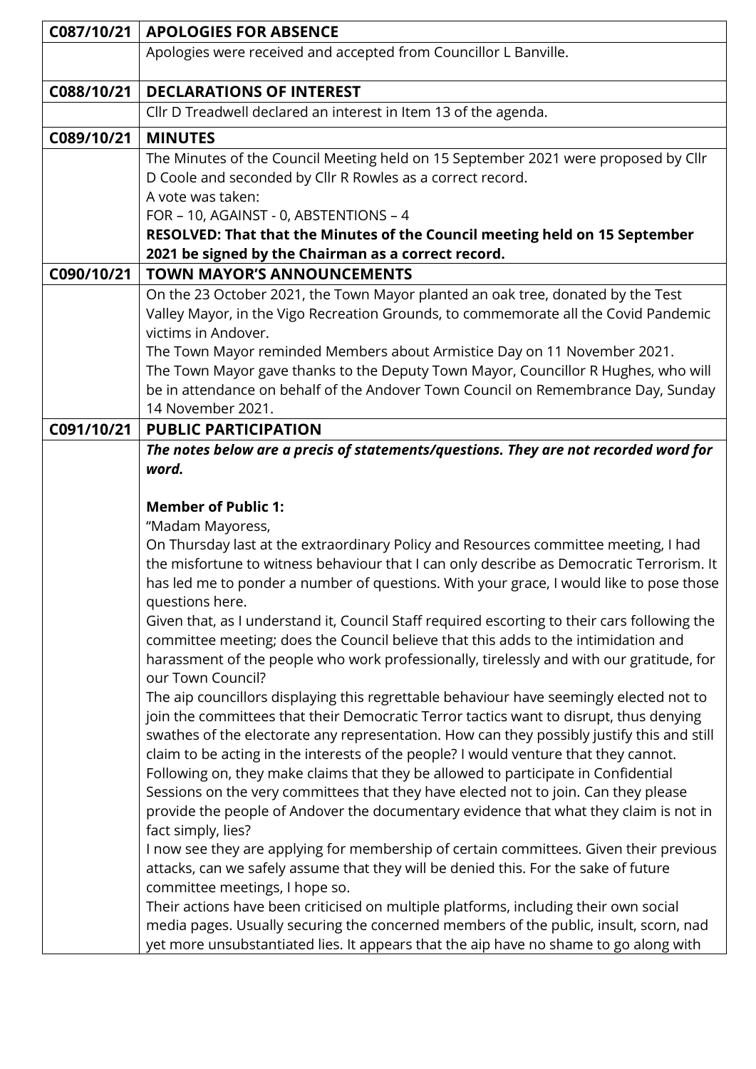| | |
|---|---|
| **C087/10/21** | **APOLOGIES FOR ABSENCE** |
| | Apologies were received and accepted from Councillor L Banville. |
| **C088/10/21** | **DECLARATIONS OF INTEREST** |
| | Cllr D Treadwell declared an interest in Item 13 of the agenda. |
| **C089/10/21** | **MINUTES** |
| | The Minutes of the Council Meeting held on 15 September 2021 were proposed by Cllr D Coole and seconded by Cllr R Rowles as a correct record.<br>A vote was taken:<br>FOR – 10, AGAINST - 0, ABSTENTIONS – 4<br>**RESOLVED: That that the Minutes of the Council meeting held on 15 September 2021 be signed by the Chairman as a correct record.** |
| **C090/10/21** | **TOWN MAYOR'S ANNOUNCEMENTS** |
| | On the 23 October 2021, the Town Mayor planted an oak tree, donated by the Test Valley Mayor, in the Vigo Recreation Grounds, to commemorate all the Covid Pandemic victims in Andover.<br>The Town Mayor reminded Members about Armistice Day on 11 November 2021.<br>The Town Mayor gave thanks to the Deputy Town Mayor, Councillor R Hughes, who will be in attendance on behalf of the Andover Town Council on Remembrance Day, Sunday 14 November 2021. |
| **C091/10/21** | **PUBLIC PARTICIPATION** |
| | ***The notes below are a precis of statements/questions. They are not recorded word for word.***<br><br>**Member of Public 1:**<br>"Madam Mayoress,<br>On Thursday last at the extraordinary Policy and Resources committee meeting, I had the misfortune to witness behaviour that I can only describe as Democratic Terrorism. It has led me to ponder a number of questions. With your grace, I would like to pose those questions here.<br>Given that, as I understand it, Council Staff required escorting to their cars following the committee meeting; does the Council believe that this adds to the intimidation and harassment of the people who work professionally, tirelessly and with our gratitude, for our Town Council?<br>The aip councillors displaying this regrettable behaviour have seemingly elected not to join the committees that their Democratic Terror tactics want to disrupt, thus denying swathes of the electorate any representation. How can they possibly justify this and still claim to be acting in the interests of the people? I would venture that they cannot.<br>Following on, they make claims that they be allowed to participate in Confidential Sessions on the very committees that they have elected not to join. Can they please provide the people of Andover the documentary evidence that what they claim is not in fact simply, lies?<br>I now see they are applying for membership of certain committees. Given their previous attacks, can we safely assume that they will be denied this. For the sake of future committee meetings, I hope so.<br>Their actions have been criticised on multiple platforms, including their own social media pages. Usually securing the concerned members of the public, insult, scorn, nad yet more unsubstantiated lies. It appears that the aip have no shame to go along with |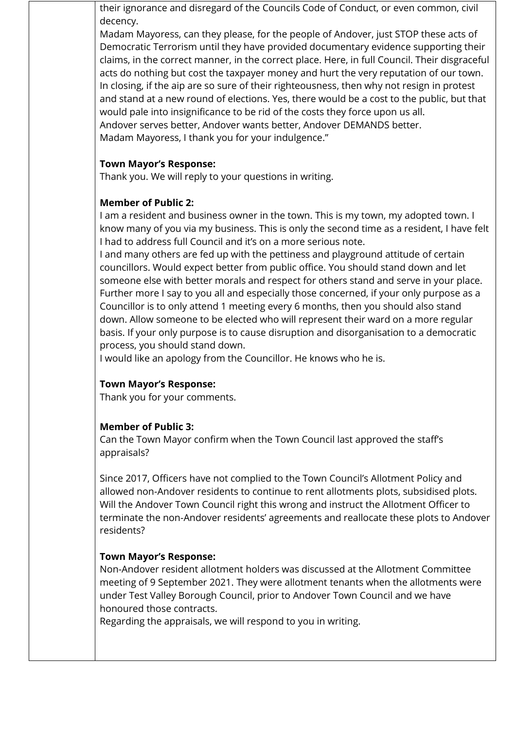their ignorance and disregard of the Councils Code of Conduct, or even common, civil decency.

Madam Mayoress, can they please, for the people of Andover, just STOP these acts of Democratic Terrorism until they have provided documentary evidence supporting their claims, in the correct manner, in the correct place. Here, in full Council. Their disgraceful acts do nothing but cost the taxpayer money and hurt the very reputation of our town.

In closing, if the aip are so sure of their righteousness, then why not resign in protest and stand at a new round of elections. Yes, there would be a cost to the public, but that would pale into insignificance to be rid of the costs they force upon us all.

Andover serves better, Andover wants better, Andover DEMANDS better.

Madam Mayoress, I thank you for your indulgence."

**Town Mayor's Response:**

Thank you. We will reply to your questions in writing.

**Member of Public 2:**

I am a resident and business owner in the town. This is my town, my adopted town. I know many of you via my business. This is only the second time as a resident, I have felt I had to address full Council and it's on a more serious note.

I and many others are fed up with the pettiness and playground attitude of certain councillors. Would expect better from public office. You should stand down and let someone else with better morals and respect for others stand and serve in your place. Further more I say to you all and especially those concerned, if your only purpose as a Councillor is to only attend 1 meeting every 6 months, then you should also stand down. Allow someone to be elected who will represent their ward on a more regular basis. If your only purpose is to cause disruption and disorganisation to a democratic process, you should stand down.

I would like an apology from the Councillor. He knows who he is.

**Town Mayor's Response:**

Thank you for your comments.

**Member of Public 3:**

Can the Town Mayor confirm when the Town Council last approved the staff's appraisals?

Since 2017, Officers have not complied to the Town Council's Allotment Policy and allowed non-Andover residents to continue to rent allotments plots, subsidised plots. Will the Andover Town Council right this wrong and instruct the Allotment Officer to terminate the non-Andover residents' agreements and reallocate these plots to Andover residents?

**Town Mayor's Response:**

Non-Andover resident allotment holders was discussed at the Allotment Committee meeting of 9 September 2021. They were allotment tenants when the allotments were under Test Valley Borough Council, prior to Andover Town Council and we have honoured those contracts.

Regarding the appraisals, we will respond to you in writing.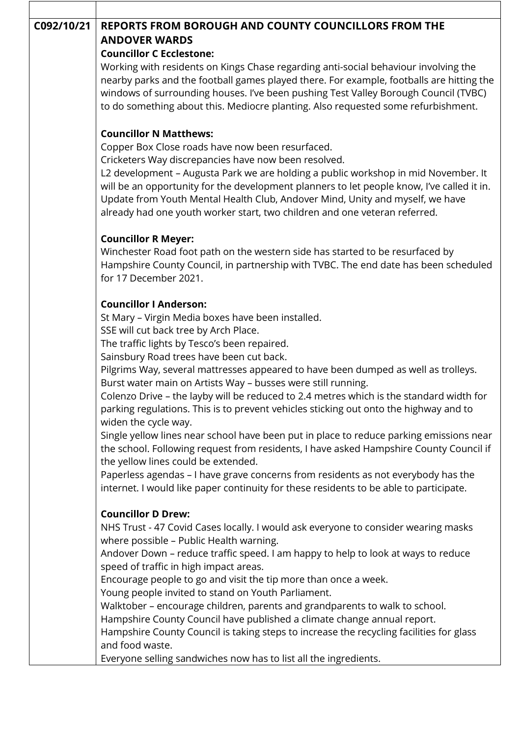| | |
|---|---|
| C092/10/21 | **REPORTS FROM BOROUGH AND COUNTY COUNCILLORS FROM THE ANDOVER WARDS**<br>**Councillor C Ecclestone:**<br>Working with residents on Kings Chase regarding anti-social behaviour involving the nearby parks and the football games played there. For example, footballs are hitting the windows of surrounding houses. I've been pushing Test Valley Borough Council (TVBC) to do something about this. Mediocre planting. Also requested some refurbishment.<br><br>**Councillor N Matthews:**<br>Copper Box Close roads have now been resurfaced.<br>Cricketers Way discrepancies have now been resolved.<br>L2 development – Augusta Park we are holding a public workshop in mid November. It will be an opportunity for the development planners to let people know, I've called it in.<br>Update from Youth Mental Health Club, Andover Mind, Unity and myself, we have already had one youth worker start, two children and one veteran referred.<br><br>**Councillor R Meyer:**<br>Winchester Road foot path on the western side has started to be resurfaced by Hampshire County Council, in partnership with TVBC. The end date has been scheduled for 17 December 2021.<br><br>**Councillor I Anderson:**<br>St Mary – Virgin Media boxes have been installed.<br>SSE will cut back tree by Arch Place.<br>The traffic lights by Tesco's been repaired.<br>Sainsbury Road trees have been cut back.<br>Pilgrims Way, several mattresses appeared to have been dumped as well as trolleys.<br>Burst water main on Artists Way – busses were still running.<br>Colenzo Drive – the layby will be reduced to 2.4 metres which is the standard width for parking regulations. This is to prevent vehicles sticking out onto the highway and to widen the cycle way.<br>Single yellow lines near school have been put in place to reduce parking emissions near the school. Following request from residents, I have asked Hampshire County Council if the yellow lines could be extended.<br>Paperless agendas – I have grave concerns from residents as not everybody has the internet. I would like paper continuity for these residents to be able to participate.<br><br>**Councillor D Drew:**<br>NHS Trust - 47 Covid Cases locally. I would ask everyone to consider wearing masks where possible – Public Health warning.<br>Andover Down – reduce traffic speed. I am happy to help to look at ways to reduce speed of traffic in high impact areas.<br>Encourage people to go and visit the tip more than once a week.<br>Young people invited to stand on Youth Parliament.<br>Walktober – encourage children, parents and grandparents to walk to school.<br>Hampshire County Council have published a climate change annual report.<br>Hampshire County Council is taking steps to increase the recycling facilities for glass and food waste.<br>Everyone selling sandwiches now has to list all the ingredients. |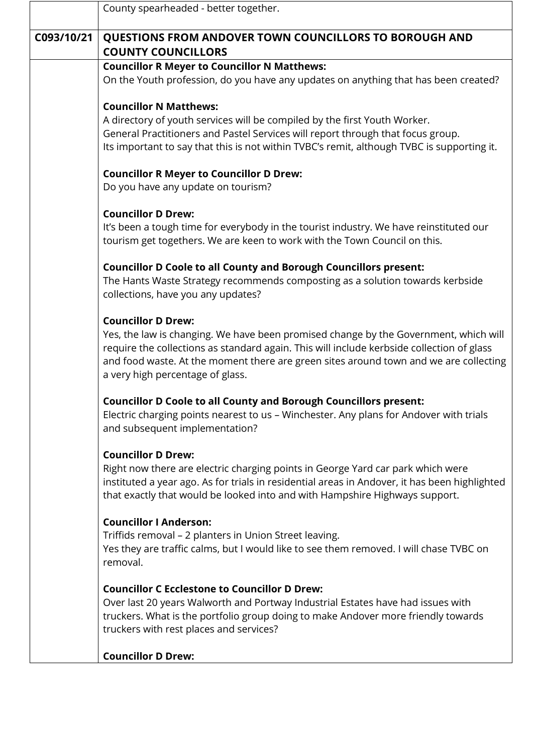| | County spearheaded - better together. |
|---|---|
| **C093/10/21** | **QUESTIONS FROM ANDOVER TOWN COUNCILLORS TO BOROUGH AND COUNTY COUNCILLORS** |
| | **Councillor R Meyer to Councillor N Matthews:**<br>On the Youth profession, do you have any updates on anything that has been created?<br><br>**Councillor N Matthews:**<br>A directory of youth services will be compiled by the first Youth Worker.<br>General Practitioners and Pastel Services will report through that focus group.<br>Its important to say that this is not within TVBC's remit, although TVBC is supporting it.<br><br>**Councillor R Meyer to Councillor D Drew:**<br>Do you have any update on tourism?<br><br>**Councillor D Drew:**<br>It's been a tough time for everybody in the tourist industry. We have reinstituted our tourism get togethers. We are keen to work with the Town Council on this.<br><br>**Councillor D Coole to all County and Borough Councillors present:**<br>The Hants Waste Strategy recommends composting as a solution towards kerbside collections, have you any updates?<br><br>**Councillor D Drew:**<br>Yes, the law is changing. We have been promised change by the Government, which will require the collections as standard again. This will include kerbside collection of glass and food waste. At the moment there are green sites around town and we are collecting a very high percentage of glass.<br><br>**Councillor D Coole to all County and Borough Councillors present:**<br>Electric charging points nearest to us – Winchester. Any plans for Andover with trials and subsequent implementation?<br><br>**Councillor D Drew:**<br>Right now there are electric charging points in George Yard car park which were instituted a year ago. As for trials in residential areas in Andover, it has been highlighted that exactly that would be looked into and with Hampshire Highways support.<br><br>**Councillor I Anderson:**<br>Triffids removal – 2 planters in Union Street leaving.<br>Yes they are traffic calms, but I would like to see them removed. I will chase TVBC on removal.<br><br>**Councillor C Ecclestone to Councillor D Drew:**<br>Over last 20 years Walworth and Portway Industrial Estates have had issues with truckers. What is the portfolio group doing to make Andover more friendly towards truckers with rest places and services?<br><br>**Councillor D Drew:** |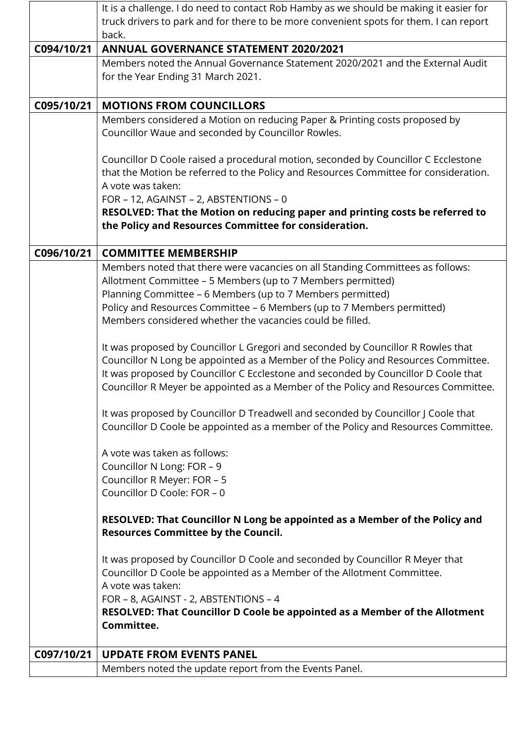| | |
|---|---|
| | It is a challenge. I do need to contact Rob Hamby as we should be making it easier for truck drivers to park and for there to be more convenient spots for them. I can report back. |
| **C094/10/21** | **ANNUAL GOVERNANCE STATEMENT 2020/2021** |
| | Members noted the Annual Governance Statement 2020/2021 and the External Audit for the Year Ending 31 March 2021. |
| **C095/10/21** | **MOTIONS FROM COUNCILLORS** |
| | Members considered a Motion on reducing Paper & Printing costs proposed by Councillor Waue and seconded by Councillor Rowles.<br><br>Councillor D Coole raised a procedural motion, seconded by Councillor C Ecclestone that the Motion be referred to the Policy and Resources Committee for consideration.<br>A vote was taken:<br>FOR – 12, AGAINST – 2, ABSTENTIONS – 0<br>**RESOLVED: That the Motion on reducing paper and printing costs be referred to the Policy and Resources Committee for consideration.** |
| **C096/10/21** | **COMMITTEE MEMBERSHIP** |
| | Members noted that there were vacancies on all Standing Committees as follows:<br>Allotment Committee – 5 Members (up to 7 Members permitted)<br>Planning Committee – 6 Members (up to 7 Members permitted)<br>Policy and Resources Committee – 6 Members (up to 7 Members permitted)<br>Members considered whether the vacancies could be filled.<br><br>It was proposed by Councillor L Gregori and seconded by Councillor R Rowles that Councillor N Long be appointed as a Member of the Policy and Resources Committee.<br>It was proposed by Councillor C Ecclestone and seconded by Councillor D Coole that Councillor R Meyer be appointed as a Member of the Policy and Resources Committee.<br><br>It was proposed by Councillor D Treadwell and seconded by Councillor J Coole that Councillor D Coole be appointed as a member of the Policy and Resources Committee.<br><br>A vote was taken as follows:<br>Councillor N Long: FOR – 9<br>Councillor R Meyer: FOR – 5<br>Councillor D Coole: FOR – 0<br><br>**RESOLVED: That Councillor N Long be appointed as a Member of the Policy and Resources Committee by the Council.**<br><br>It was proposed by Councillor D Coole and seconded by Councillor R Meyer that Councillor D Coole be appointed as a Member of the Allotment Committee.<br>A vote was taken:<br>FOR – 8, AGAINST - 2, ABSTENTIONS – 4<br>**RESOLVED: That Councillor D Coole be appointed as a Member of the Allotment Committee.** |
| **C097/10/21** | **UPDATE FROM EVENTS PANEL** |
| | Members noted the update report from the Events Panel. |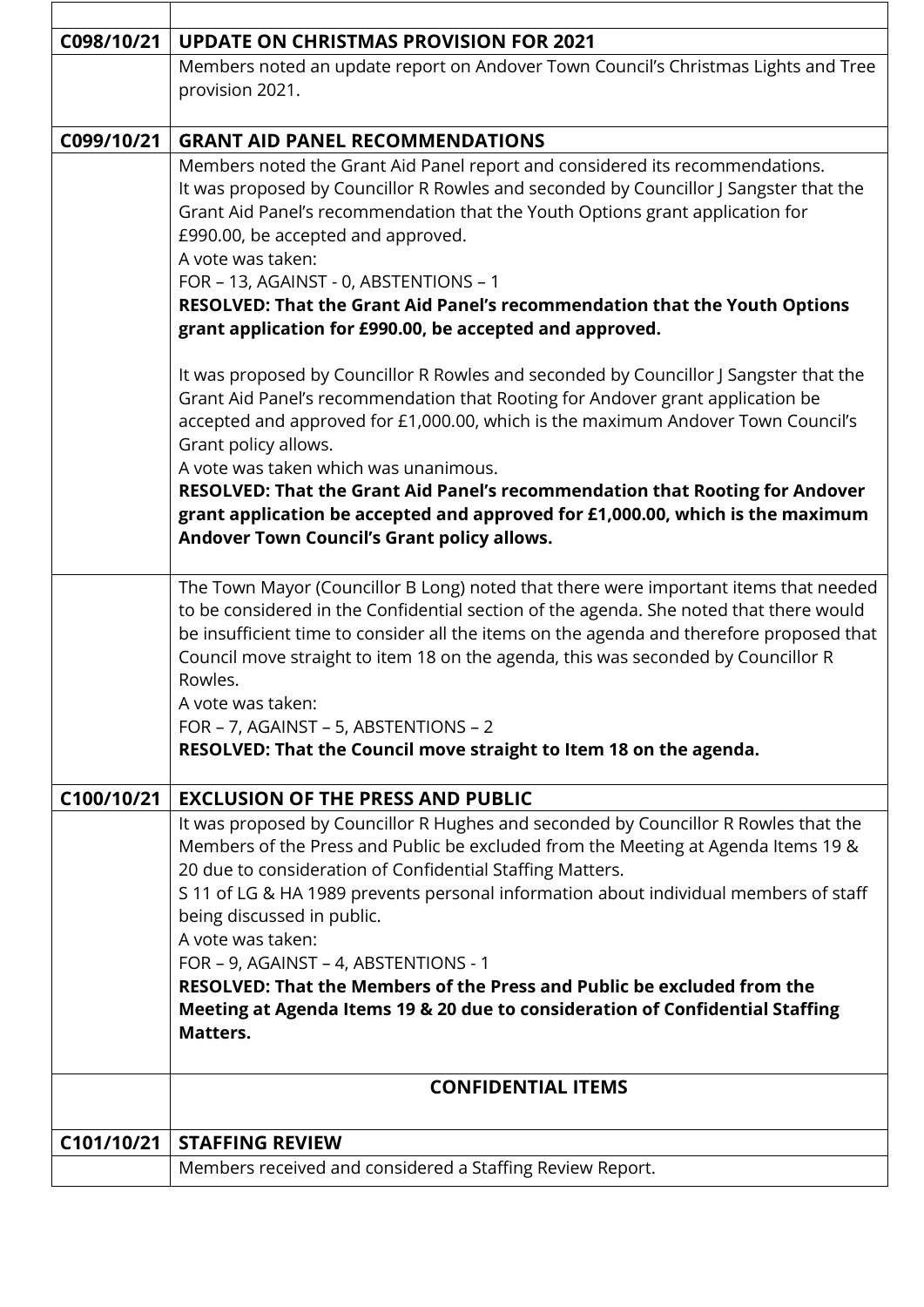| | |
|---|---|
| **C098/10/21** | **UPDATE ON CHRISTMAS PROVISION FOR 2021** |
| | Members noted an update report on Andover Town Council's Christmas Lights and Tree provision 2021. |
| **C099/10/21** | **GRANT AID PANEL RECOMMENDATIONS** |
| | Members noted the Grant Aid Panel report and considered its recommendations.<br>It was proposed by Councillor R Rowles and seconded by Councillor J Sangster that the Grant Aid Panel's recommendation that the Youth Options grant application for £990.00, be accepted and approved.<br>A vote was taken:<br>FOR – 13, AGAINST - 0, ABSTENTIONS – 1<br>**RESOLVED: That the Grant Aid Panel's recommendation that the Youth Options grant application for £990.00, be accepted and approved.**<br><br>It was proposed by Councillor R Rowles and seconded by Councillor J Sangster that the Grant Aid Panel's recommendation that Rooting for Andover grant application be accepted and approved for £1,000.00, which is the maximum Andover Town Council's Grant policy allows.<br>A vote was taken which was unanimous.<br>**RESOLVED: That the Grant Aid Panel's recommendation that Rooting for Andover grant application be accepted and approved for £1,000.00, which is the maximum Andover Town Council's Grant policy allows.** |
| | The Town Mayor (Councillor B Long) noted that there were important items that needed to be considered in the Confidential section of the agenda. She noted that there would be insufficient time to consider all the items on the agenda and therefore proposed that Council move straight to item 18 on the agenda, this was seconded by Councillor R Rowles.<br>A vote was taken:<br>FOR – 7, AGAINST – 5, ABSTENTIONS – 2<br>**RESOLVED: That the Council move straight to Item 18 on the agenda.** |
| **C100/10/21** | **EXCLUSION OF THE PRESS AND PUBLIC** |
| | It was proposed by Councillor R Hughes and seconded by Councillor R Rowles that the Members of the Press and Public be excluded from the Meeting at Agenda Items 19 & 20 due to consideration of Confidential Staffing Matters.<br>S 11 of LG & HA 1989 prevents personal information about individual members of staff being discussed in public.<br>A vote was taken:<br>FOR – 9, AGAINST – 4, ABSTENTIONS - 1<br>**RESOLVED: That the Members of the Press and Public be excluded from the Meeting at Agenda Items 19 & 20 due to consideration of Confidential Staffing Matters.** |
| | **CONFIDENTIAL ITEMS** |
| **C101/10/21** | **STAFFING REVIEW** |
| | Members received and considered a Staffing Review Report. |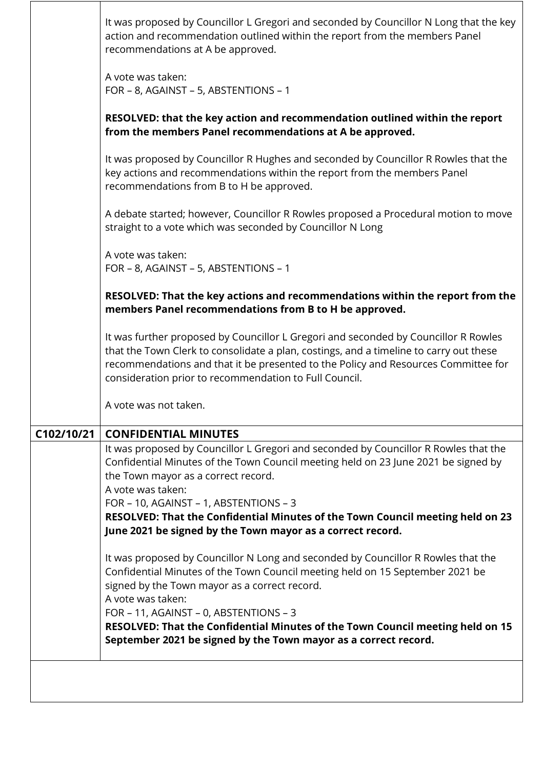| | |
|---|---|
| | It was proposed by Councillor L Gregori and seconded by Councillor N Long that the key action and recommendation outlined within the report from the members Panel recommendations at A be approved.<br><br>A vote was taken:<br>FOR – 8, AGAINST – 5, ABSTENTIONS – 1<br><br>**RESOLVED: that the key action and recommendation outlined within the report from the members Panel recommendations at A be approved.**<br><br>It was proposed by Councillor R Hughes and seconded by Councillor R Rowles that the key actions and recommendations within the report from the members Panel recommendations from B to H be approved.<br><br>A debate started; however, Councillor R Rowles proposed a Procedural motion to move straight to a vote which was seconded by Councillor N Long<br><br>A vote was taken:<br>FOR – 8, AGAINST – 5, ABSTENTIONS – 1<br><br>**RESOLVED: That the key actions and recommendations within the report from the members Panel recommendations from B to H be approved.**<br><br>It was further proposed by Councillor L Gregori and seconded by Councillor R Rowles that the Town Clerk to consolidate a plan, costings, and a timeline to carry out these recommendations and that it be presented to the Policy and Resources Committee for consideration prior to recommendation to Full Council.<br><br>A vote was not taken. |
| **C102/10/21** | **CONFIDENTIAL MINUTES** |
| | It was proposed by Councillor L Gregori and seconded by Councillor R Rowles that the Confidential Minutes of the Town Council meeting held on 23 June 2021 be signed by the Town mayor as a correct record.<br>A vote was taken:<br>FOR – 10, AGAINST – 1, ABSTENTIONS – 3<br>**RESOLVED: That the Confidential Minutes of the Town Council meeting held on 23 June 2021 be signed by the Town mayor as a correct record.**<br><br>It was proposed by Councillor N Long and seconded by Councillor R Rowles that the Confidential Minutes of the Town Council meeting held on 15 September 2021 be signed by the Town mayor as a correct record.<br>A vote was taken:<br>FOR – 11, AGAINST – 0, ABSTENTIONS – 3<br>**RESOLVED: That the Confidential Minutes of the Town Council meeting held on 15 September 2021 be signed by the Town mayor as a correct record.** |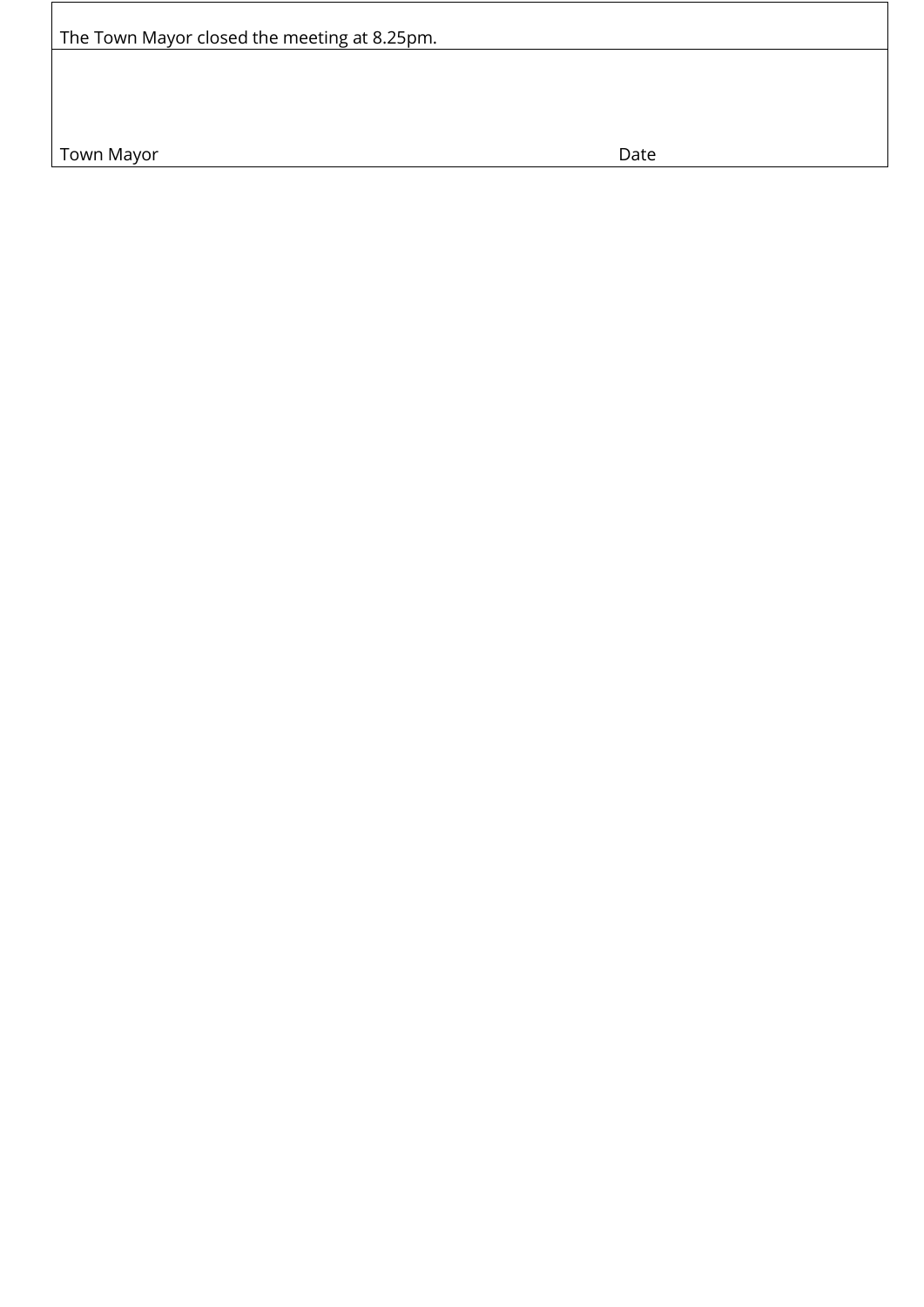The Town Mayor closed the meeting at 8.25pm.

| | |
|---|---|
| Town Mayor | Date |